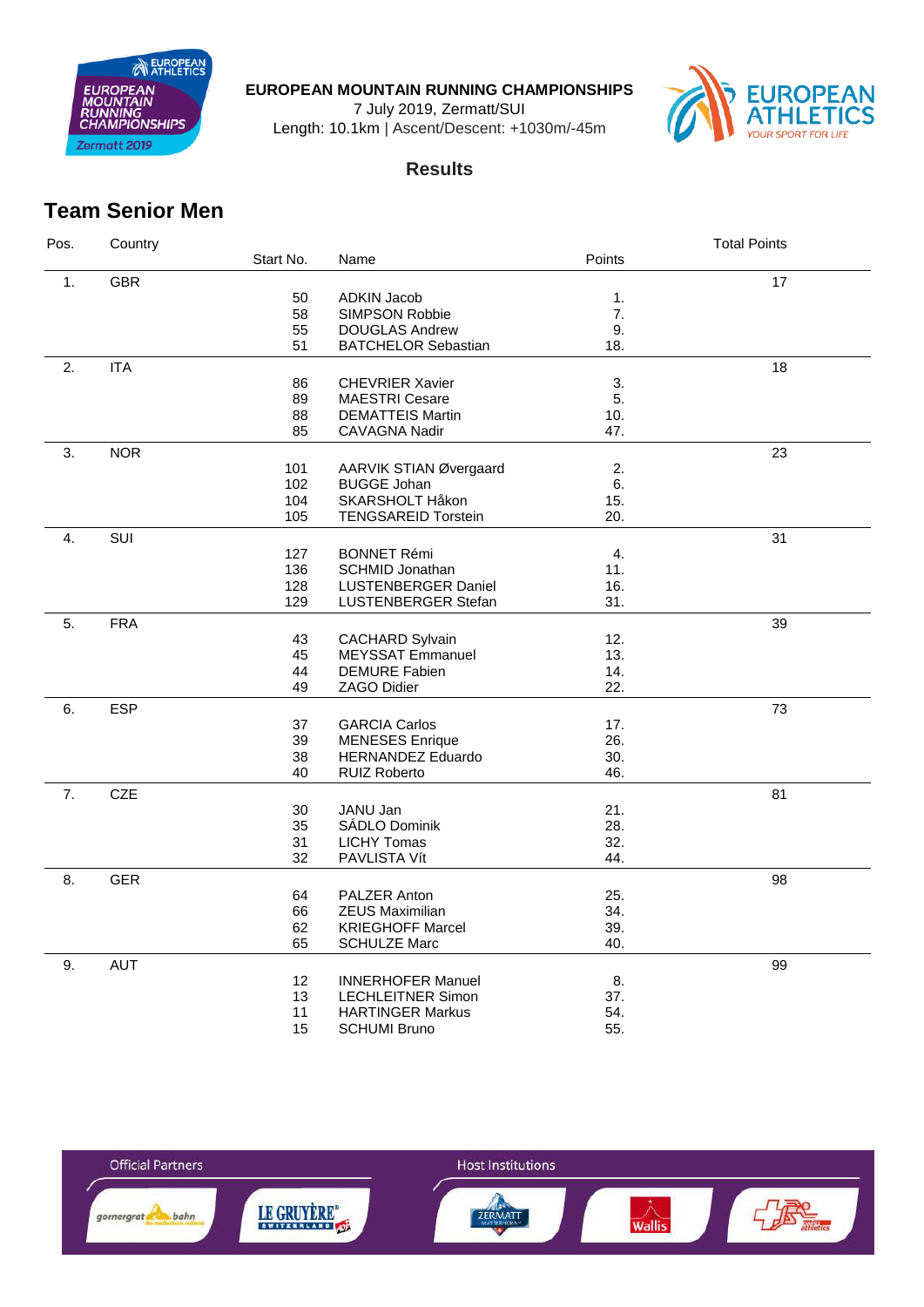**EUROPEAN MOUNTAIN RUNNING CHAMPIONSHIPS**

7 July 2019, Zermatt/SUI

Length: 10.1km | Ascent/Descent: +1030m/-45m

**Results**

## Team Senior Men

| Pos. | Country | Start No. | Name | Points | Total Points |
|---|---|---|---|---|---|
| 1. | GBR | | | | 17 |
| | | 50 | ADKIN Jacob | 1. | |
| | | 58 | SIMPSON Robbie | 7. | |
| | | 55 | DOUGLAS Andrew | 9. | |
| | | 51 | BATCHELOR Sebastian | 18. | |
| 2. | ITA | | | | 18 |
| | | 86 | CHEVRIER Xavier | 3. | |
| | | 89 | MAESTRI Cesare | 5. | |
| | | 88 | DEMATTEIS Martin | 10. | |
| | | 85 | CAVAGNA Nadir | 47. | |
| 3. | NOR | | | | 23 |
| | | 101 | AARVIK STIAN Øvergaard | 2. | |
| | | 102 | BUGGE Johan | 6. | |
| | | 104 | SKARSHOLT Håkon | 15. | |
| | | 105 | TENGSAREID Torstein | 20. | |
| 4. | SUI | | | | 31 |
| | | 127 | BONNET Rémi | 4. | |
| | | 136 | SCHMID Jonathan | 11. | |
| | | 128 | LUSTENBERGER Daniel | 16. | |
| | | 129 | LUSTENBERGER Stefan | 31. | |
| 5. | FRA | | | | 39 |
| | | 43 | CACHARD Sylvain | 12. | |
| | | 45 | MEYSSAT Emmanuel | 13. | |
| | | 44 | DEMURE Fabien | 14. | |
| | | 49 | ZAGO Didier | 22. | |
| 6. | ESP | | | | 73 |
| | | 37 | GARCIA Carlos | 17. | |
| | | 39 | MENESES Enrique | 26. | |
| | | 38 | HERNANDEZ Eduardo | 30. | |
| | | 40 | RUIZ Roberto | 46. | |
| 7. | CZE | | | | 81 |
| | | 30 | JANU Jan | 21. | |
| | | 35 | SÁDLO Dominik | 28. | |
| | | 31 | LICHY Tomas | 32. | |
| | | 32 | PAVLISTA Vít | 44. | |
| 8. | GER | | | | 98 |
| | | 64 | PALZER Anton | 25. | |
| | | 66 | ZEUS Maximilian | 34. | |
| | | 62 | KRIEGHOFF Marcel | 39. | |
| | | 65 | SCHULZE Marc | 40. | |
| 9. | AUT | | | | 99 |
| | | 12 | INNERHOFER Manuel | 8. | |
| | | 13 | LECHLEITNER Simon | 37. | |
| | | 11 | HARTINGER Markus | 54. | |
| | | 15 | SCHUMI Bruno | 55. | |

Official Partners | Host Institutions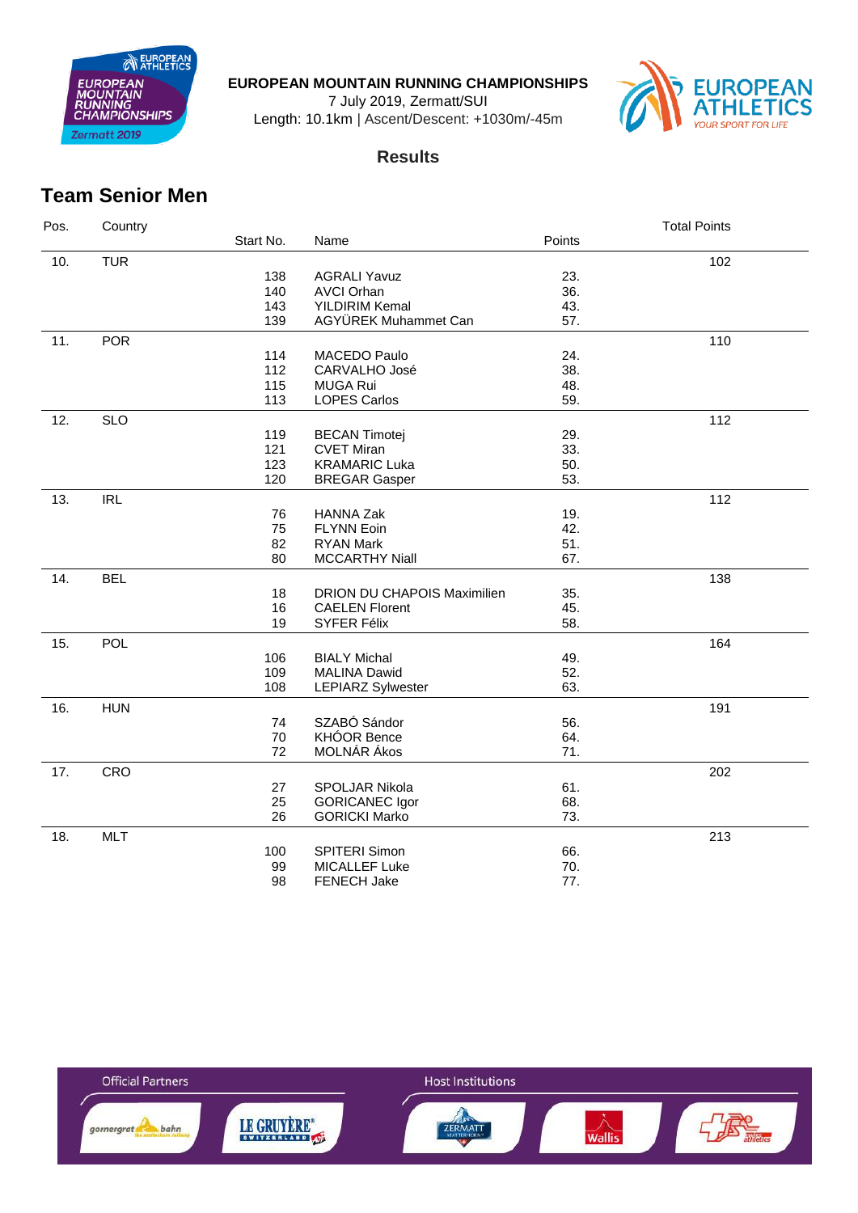**EUROPEAN MOUNTAIN RUNNING CHAMPIONSHIPS**

7 July 2019, Zermatt/SUI

Length: 10.1km | Ascent/Descent: +1030m/-45m

**Results**

## Team Senior Men

| Pos. | Country | Start No. | Name | Points | Total Points |
|---|---|---|---|---|---|
| 10. | TUR | | | | 102 |
| | | 138 | AGRALI Yavuz | 23. | |
| | | 140 | AVCI Orhan | 36. | |
| | | 143 | YILDIRIM Kemal | 43. | |
| | | 139 | AGYÜREK Muhammet Can | 57. | |
| 11. | POR | | | | 110 |
| | | 114 | MACEDO Paulo | 24. | |
| | | 112 | CARVALHO José | 38. | |
| | | 115 | MUGA Rui | 48. | |
| | | 113 | LOPES Carlos | 59. | |
| 12. | SLO | | | | 112 |
| | | 119 | BECAN Timotej | 29. | |
| | | 121 | CVET Miran | 33. | |
| | | 123 | KRAMARIC Luka | 50. | |
| | | 120 | BREGAR Gasper | 53. | |
| 13. | IRL | | | | 112 |
| | | 76 | HANNA Zak | 19. | |
| | | 75 | FLYNN Eoin | 42. | |
| | | 82 | RYAN Mark | 51. | |
| | | 80 | MCCARTHY Niall | 67. | |
| 14. | BEL | | | | 138 |
| | | 18 | DRION DU CHAPOIS Maximilien | 35. | |
| | | 16 | CAELEN Florent | 45. | |
| | | 19 | SYFER Félix | 58. | |
| 15. | POL | | | | 164 |
| | | 106 | BIALY Michal | 49. | |
| | | 109 | MALINA Dawid | 52. | |
| | | 108 | LEPIARZ Sylwester | 63. | |
| 16. | HUN | | | | 191 |
| | | 74 | SZABÓ Sándor | 56. | |
| | | 70 | KHÓOR Bence | 64. | |
| | | 72 | MOLNÁR Ákos | 71. | |
| 17. | CRO | | | | 202 |
| | | 27 | SPOLJAR Nikola | 61. | |
| | | 25 | GORICANEC Igor | 68. | |
| | | 26 | GORICKI Marko | 73. | |
| 18. | MLT | | | | 213 |
| | | 100 | SPITERI Simon | 66. | |
| | | 99 | MICALLEF Luke | 70. | |
| | | 98 | FENECH Jake | 77. | |

Official Partners

Host Institutions